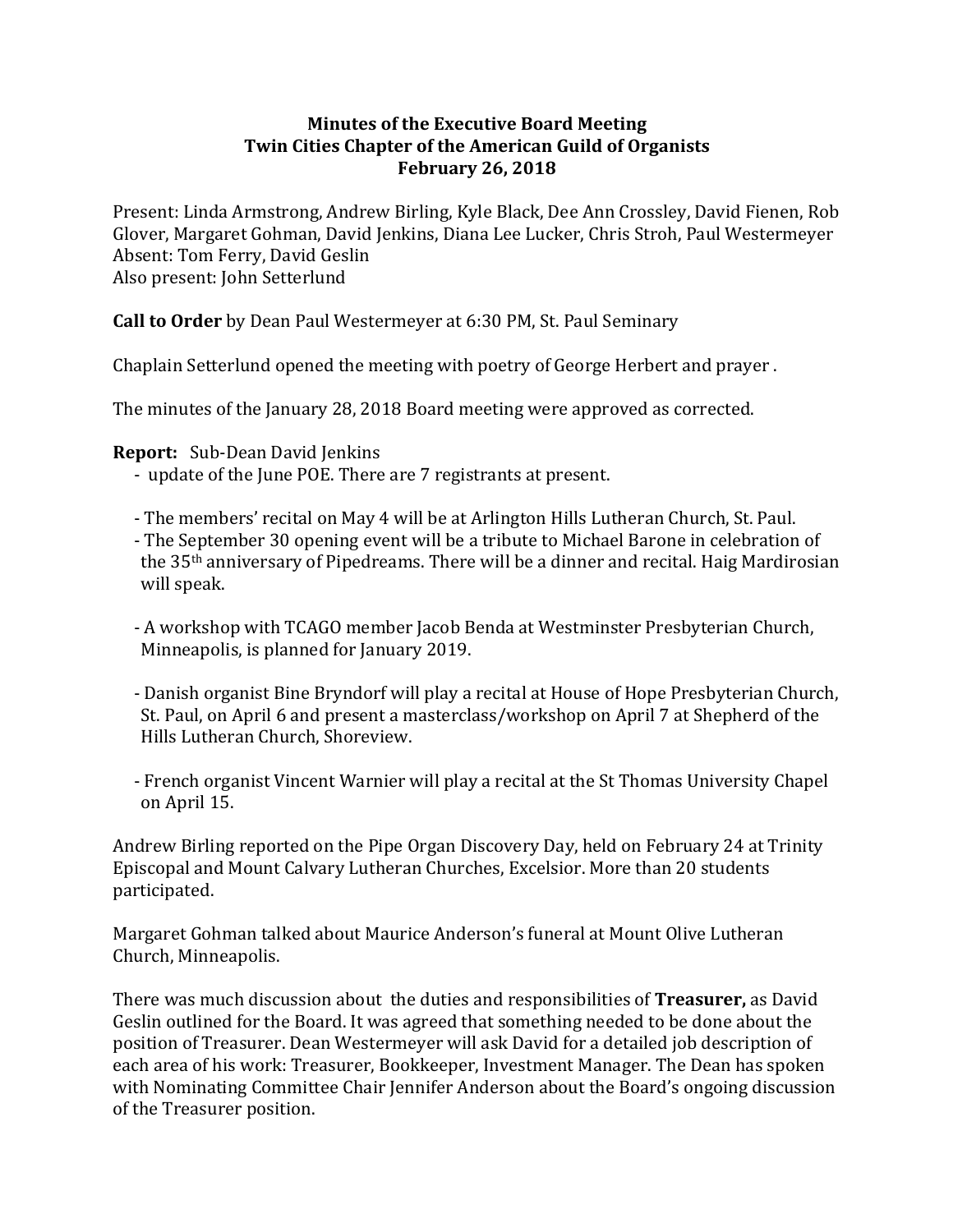**Minutes of the Executive Board Meeting**
**Twin Cities Chapter of the American Guild of Organists**
**February 26, 2018**

Present: Linda Armstrong, Andrew Birling, Kyle Black, Dee Ann Crossley, David Fienen, Rob Glover, Margaret Gohman, David Jenkins, Diana Lee Lucker, Chris Stroh, Paul Westermeyer
Absent: Tom Ferry, David Geslin
Also present: John Setterlund

**Call to Order** by Dean Paul Westermeyer at 6:30 PM, St. Paul Seminary

Chaplain Setterlund opened the meeting with poetry of George Herbert and prayer .

The minutes of the January 28, 2018 Board meeting were approved as corrected.

**Report:** Sub-Dean David Jenkins

- update of the June POE. There are 7 registrants at present.
- The members' recital on May 4 will be at Arlington Hills Lutheran Church, St. Paul.
- The September 30 opening event will be a tribute to Michael Barone in celebration of the 35th anniversary of Pipedreams. There will be a dinner and recital. Haig Mardirosian will speak.
- A workshop with TCAGO member Jacob Benda at Westminster Presbyterian Church, Minneapolis, is planned for January 2019.
- Danish organist Bine Bryndorf will play a recital at House of Hope Presbyterian Church, St. Paul, on April 6 and present a masterclass/workshop on April 7 at Shepherd of the Hills Lutheran Church, Shoreview.
- French organist Vincent Warnier will play a recital at the St Thomas University Chapel on April 15.

Andrew Birling reported on the Pipe Organ Discovery Day, held on February 24 at Trinity Episcopal and Mount Calvary Lutheran Churches, Excelsior. More than 20 students participated.

Margaret Gohman talked about Maurice Anderson's funeral at Mount Olive Lutheran Church, Minneapolis.

There was much discussion about the duties and responsibilities of **Treasurer,** as David Geslin outlined for the Board. It was agreed that something needed to be done about the position of Treasurer. Dean Westermeyer will ask David for a detailed job description of each area of his work: Treasurer, Bookkeeper, Investment Manager. The Dean has spoken with Nominating Committee Chair Jennifer Anderson about the Board's ongoing discussion of the Treasurer position.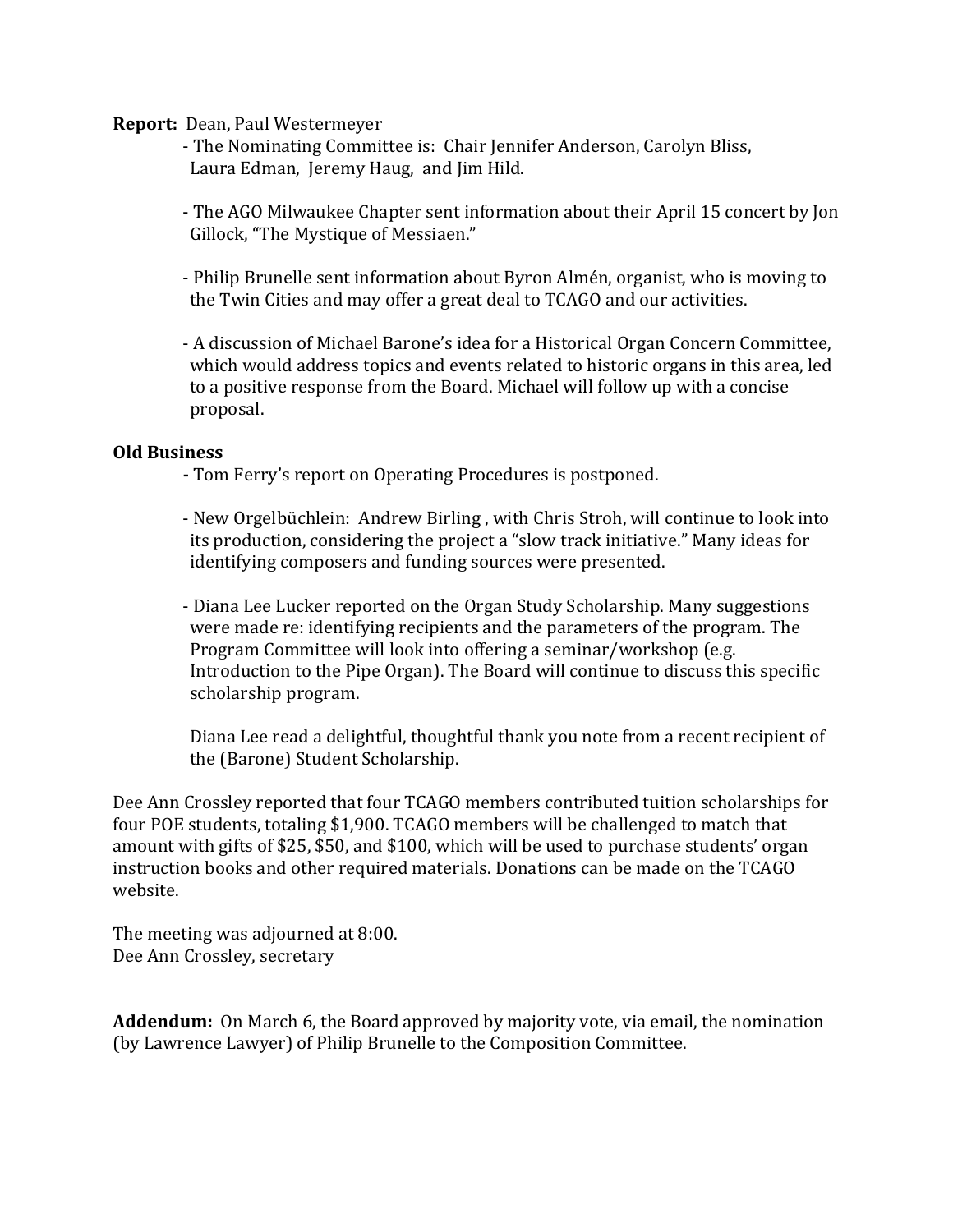**Report:** Dean, Paul Westermeyer

- The Nominating Committee is: Chair Jennifer Anderson, Carolyn Bliss, Laura Edman, Jeremy Haug, and Jim Hild.

- The AGO Milwaukee Chapter sent information about their April 15 concert by Jon Gillock, "The Mystique of Messiaen."

- Philip Brunelle sent information about Byron Almén, organist, who is moving to the Twin Cities and may offer a great deal to TCAGO and our activities.

- A discussion of Michael Barone's idea for a Historical Organ Concern Committee, which would address topics and events related to historic organs in this area, led to a positive response from the Board. Michael will follow up with a concise proposal.

**Old Business**

- Tom Ferry's report on Operating Procedures is postponed.

- New Orgelbüchlein: Andrew Birling , with Chris Stroh, will continue to look into its production, considering the project a "slow track initiative." Many ideas for identifying composers and funding sources were presented.

- Diana Lee Lucker reported on the Organ Study Scholarship. Many suggestions were made re: identifying recipients and the parameters of the program. The Program Committee will look into offering a seminar/workshop (e.g. Introduction to the Pipe Organ). The Board will continue to discuss this specific scholarship program.

  Diana Lee read a delightful, thoughtful thank you note from a recent recipient of the (Barone) Student Scholarship.

Dee Ann Crossley reported that four TCAGO members contributed tuition scholarships for four POE students, totaling $1,900. TCAGO members will be challenged to match that amount with gifts of $25, $50, and $100, which will be used to purchase students' organ instruction books and other required materials. Donations can be made on the TCAGO website.

The meeting was adjourned at 8:00.
Dee Ann Crossley, secretary

**Addendum:** On March 6, the Board approved by majority vote, via email, the nomination (by Lawrence Lawyer) of Philip Brunelle to the Composition Committee.